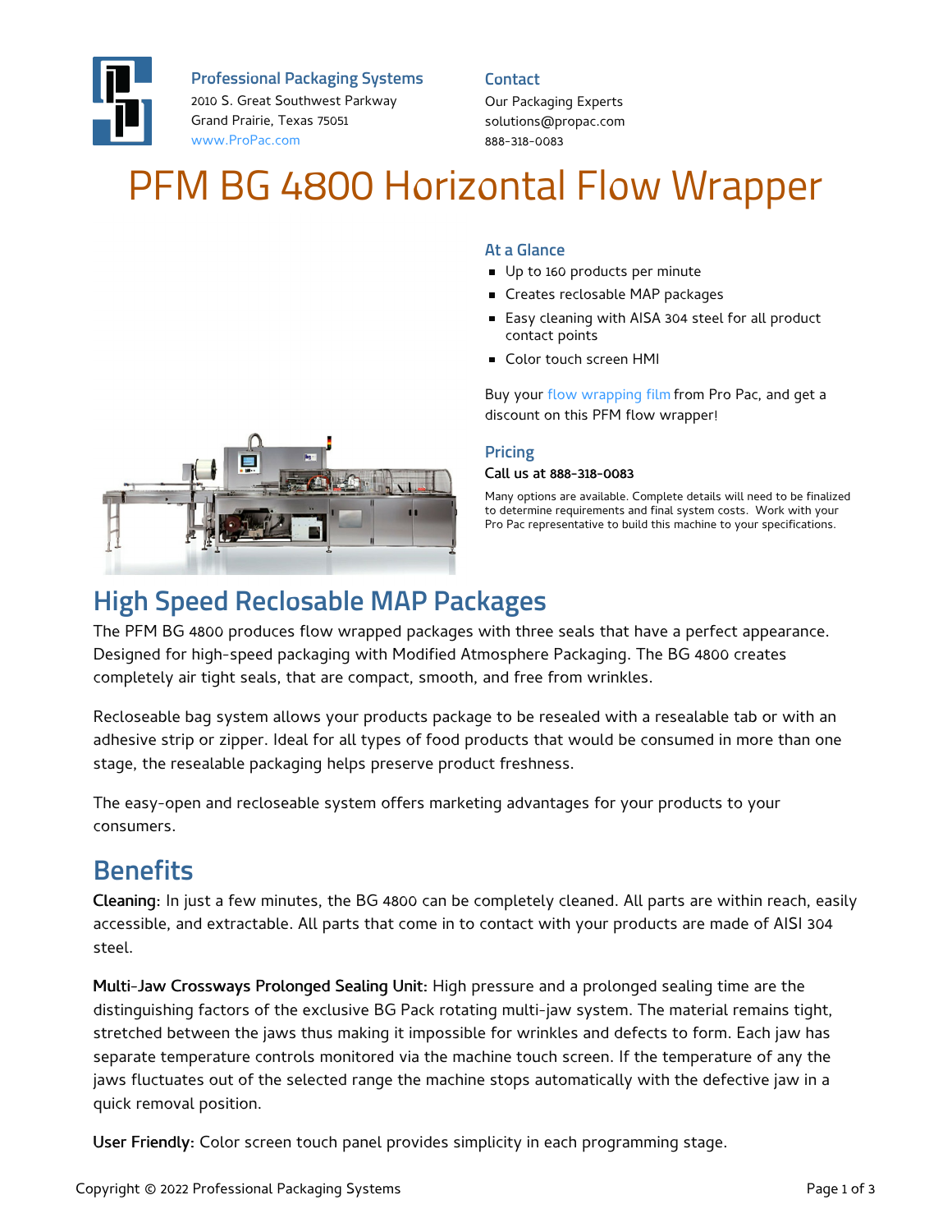**Professional Packaging Systems**
2010 S. Great Southwest Parkway
Grand Prairie, Texas 75051
www.ProPac.com

**Contact**
Our Packaging Experts
solutions@propac.com
888-318-0083

# PFM BG 4800 Horizontal Flow Wrapper

### At a Glance

- Up to 160 products per minute
- Creates reclosable MAP packages
- Easy cleaning with AISA 304 steel for all product contact points
- Color touch screen HMI

Buy your flow wrapping film from Pro Pac, and get a discount on this PFM flow wrapper!

### Pricing

Call us at 888-318-0083

Many options are available. Complete details will need to be finalized to determine requirements and final system costs. Work with your Pro Pac representative to build this machine to your specifications.

## High Speed Reclosable MAP Packages

The PFM BG 4800 produces flow wrapped packages with three seals that have a perfect appearance. Designed for high-speed packaging with Modified Atmosphere Packaging. The BG 4800 creates completely air tight seals, that are compact, smooth, and free from wrinkles.

Recloseable bag system allows your products package to be resealed with a resealable tab or with an adhesive strip or zipper. Ideal for all types of food products that would be consumed in more than one stage, the resealable packaging helps preserve product freshness.

The easy-open and recloseable system offers marketing advantages for your products to your consumers.

## Benefits

**Cleaning:** In just a few minutes, the BG 4800 can be completely cleaned. All parts are within reach, easily accessible, and extractable. All parts that come in to contact with your products are made of AISI 304 steel.

**Multi-Jaw Crossways Prolonged Sealing Unit:** High pressure and a prolonged sealing time are the distinguishing factors of the exclusive BG Pack rotating multi-jaw system. The material remains tight, stretched between the jaws thus making it impossible for wrinkles and defects to form. Each jaw has separate temperature controls monitored via the machine touch screen. If the temperature of any the jaws fluctuates out of the selected range the machine stops automatically with the defective jaw in a quick removal position.

**User Friendly:** Color screen touch panel provides simplicity in each programming stage.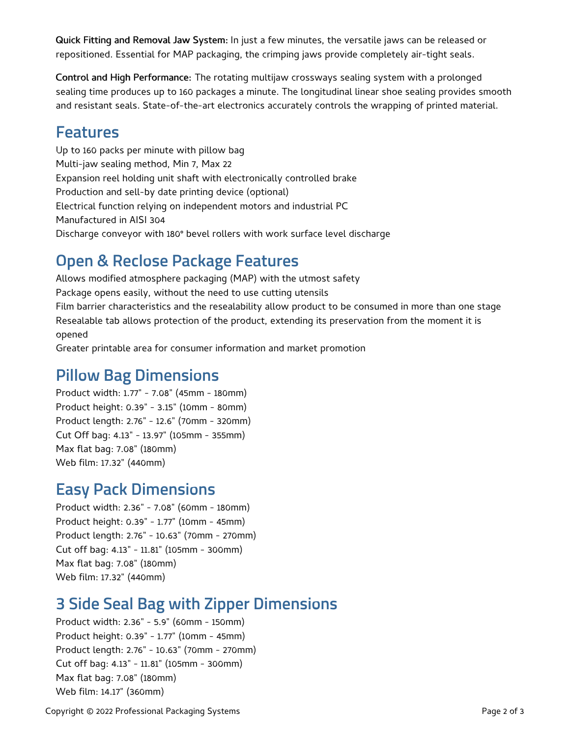**Quick Fitting and Removal Jaw System:** In just a few minutes, the versatile jaws can be released or repositioned. Essential for MAP packaging, the crimping jaws provide completely air-tight seals.

**Control and High Performance:** The rotating multijaw crossways sealing system with a prolonged sealing time produces up to 160 packages a minute. The longitudinal linear shoe sealing provides smooth and resistant seals. State-of-the-art electronics accurately controls the wrapping of printed material.

## Features

Up to 160 packs per minute with pillow bag
Multi-jaw sealing method, Min 7, Max 22
Expansion reel holding unit shaft with electronically controlled brake
Production and sell-by date printing device (optional)
Electrical function relying on independent motors and industrial PC
Manufactured in AISI 304
Discharge conveyor with 180° bevel rollers with work surface level discharge

## Open & Reclose Package Features

Allows modified atmosphere packaging (MAP) with the utmost safety
Package opens easily, without the need to use cutting utensils
Film barrier characteristics and the resealability allow product to be consumed in more than one stage
Resealable tab allows protection of the product, extending its preservation from the moment it is opened
Greater printable area for consumer information and market promotion

## Pillow Bag Dimensions

Product width: 1.77" - 7.08" (45mm - 180mm)
Product height: 0.39" - 3.15" (10mm - 80mm)
Product length: 2.76" - 12.6" (70mm - 320mm)
Cut Off bag: 4.13" - 13.97" (105mm - 355mm)
Max flat bag: 7.08" (180mm)
Web film: 17.32" (440mm)

## Easy Pack Dimensions

Product width: 2.36" - 7.08" (60mm - 180mm)
Product height: 0.39" - 1.77" (10mm - 45mm)
Product length: 2.76" - 10.63" (70mm - 270mm)
Cut off bag: 4.13" - 11.81" (105mm - 300mm)
Max flat bag: 7.08" (180mm)
Web film: 17.32" (440mm)

## 3 Side Seal Bag with Zipper Dimensions

Product width: 2.36" - 5.9" (60mm - 150mm)
Product height: 0.39" - 1.77" (10mm - 45mm)
Product length: 2.76" - 10.63" (70mm - 270mm)
Cut off bag: 4.13" - 11.81" (105mm - 300mm)
Max flat bag: 7.08" (180mm)
Web film: 14.17" (360mm)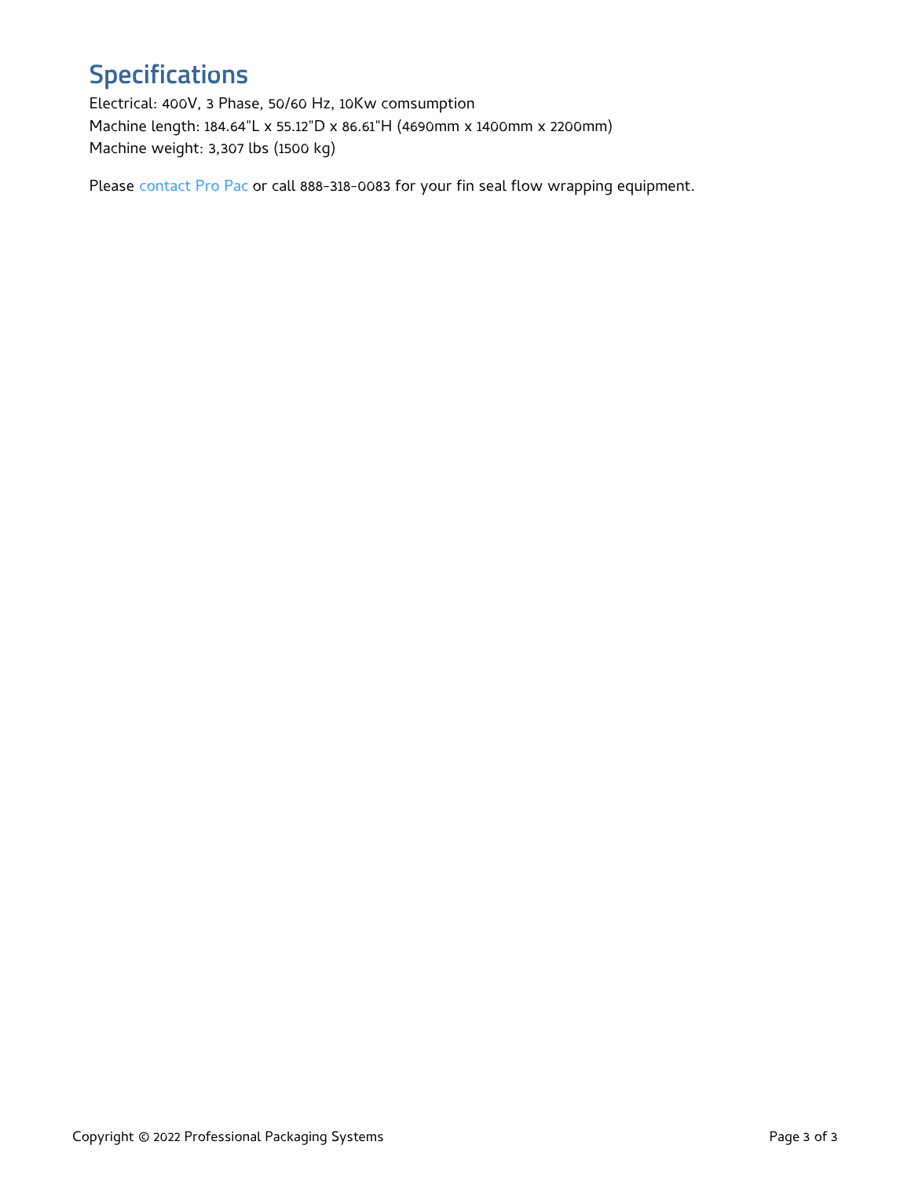## Specifications

Electrical: 400V, 3 Phase, 50/60 Hz, 10Kw comsumption
Machine length: 184.64"L x 55.12"D x 86.61"H (4690mm x 1400mm x 2200mm)
Machine weight: 3,307 lbs (1500 kg)

Please contact Pro Pac or call 888-318-0083 for your fin seal flow wrapping equipment.

Copyright © 2022 Professional Packaging Systems